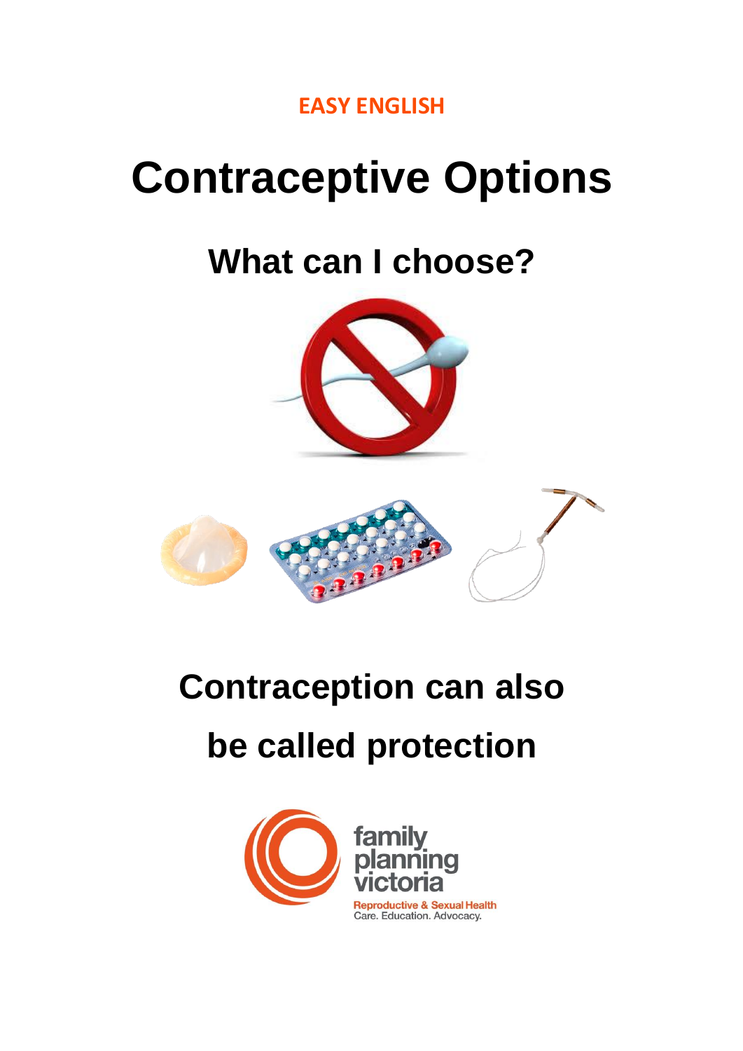EASY ENGLISH

# Contraceptive Options

## What can I choose?

## Contraception can also be called protection

family planning victoria

Reproductive & Sexual Health
Care. Education. Advocacy.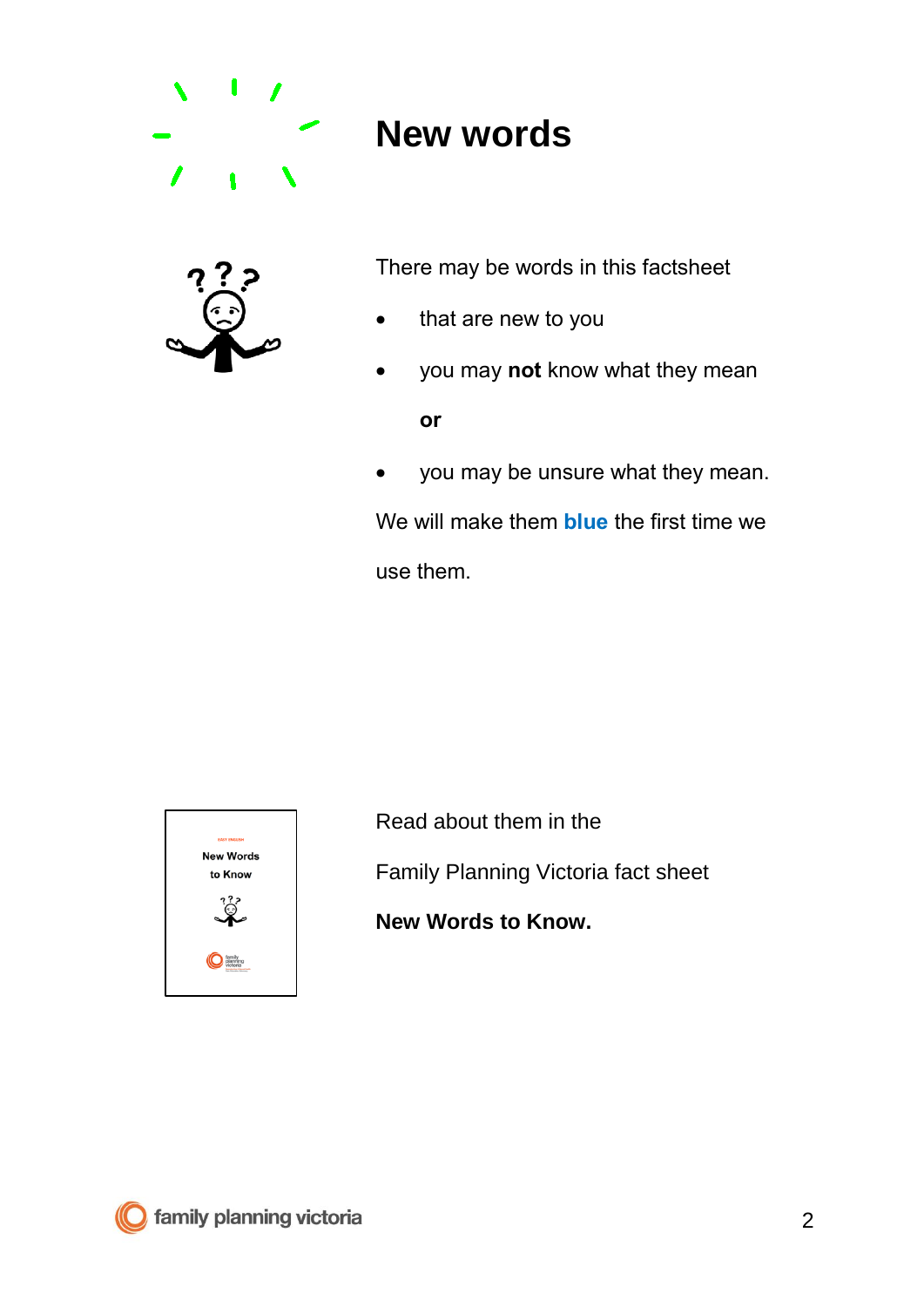# New words

There may be words in this factsheet

- that are new to you
- you may **not** know what they mean

  **or**

- you may be unsure what they mean.

We will make them **blue** the first time we use them.

Read about them in the Family Planning Victoria fact sheet **New Words to Know.**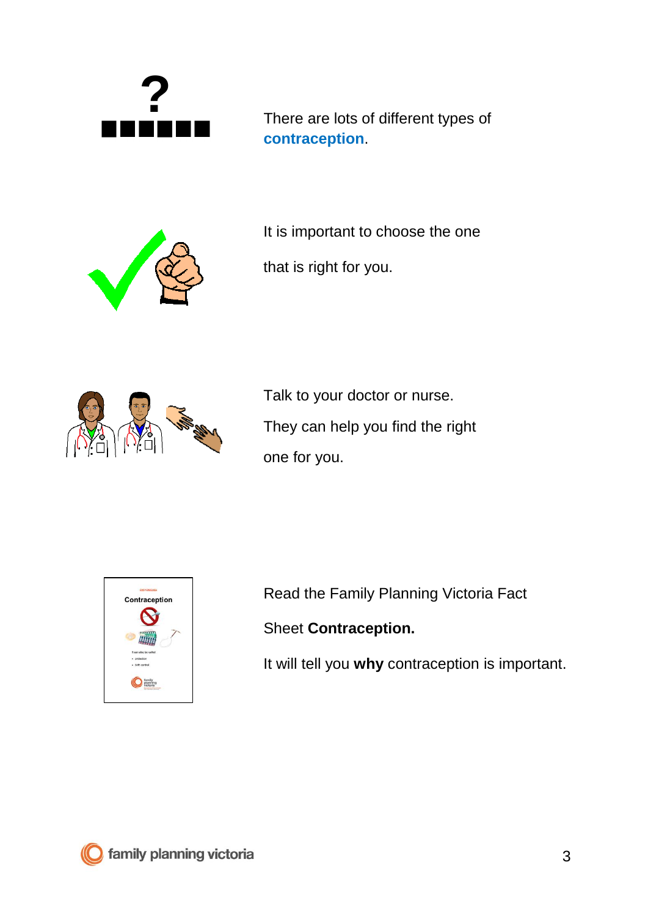There are lots of different types of **contraception**.

It is important to choose the one that is right for you.

Talk to your doctor or nurse.

They can help you find the right one for you.

Read the Family Planning Victoria Fact Sheet **Contraception.**

It will tell you **why** contraception is important.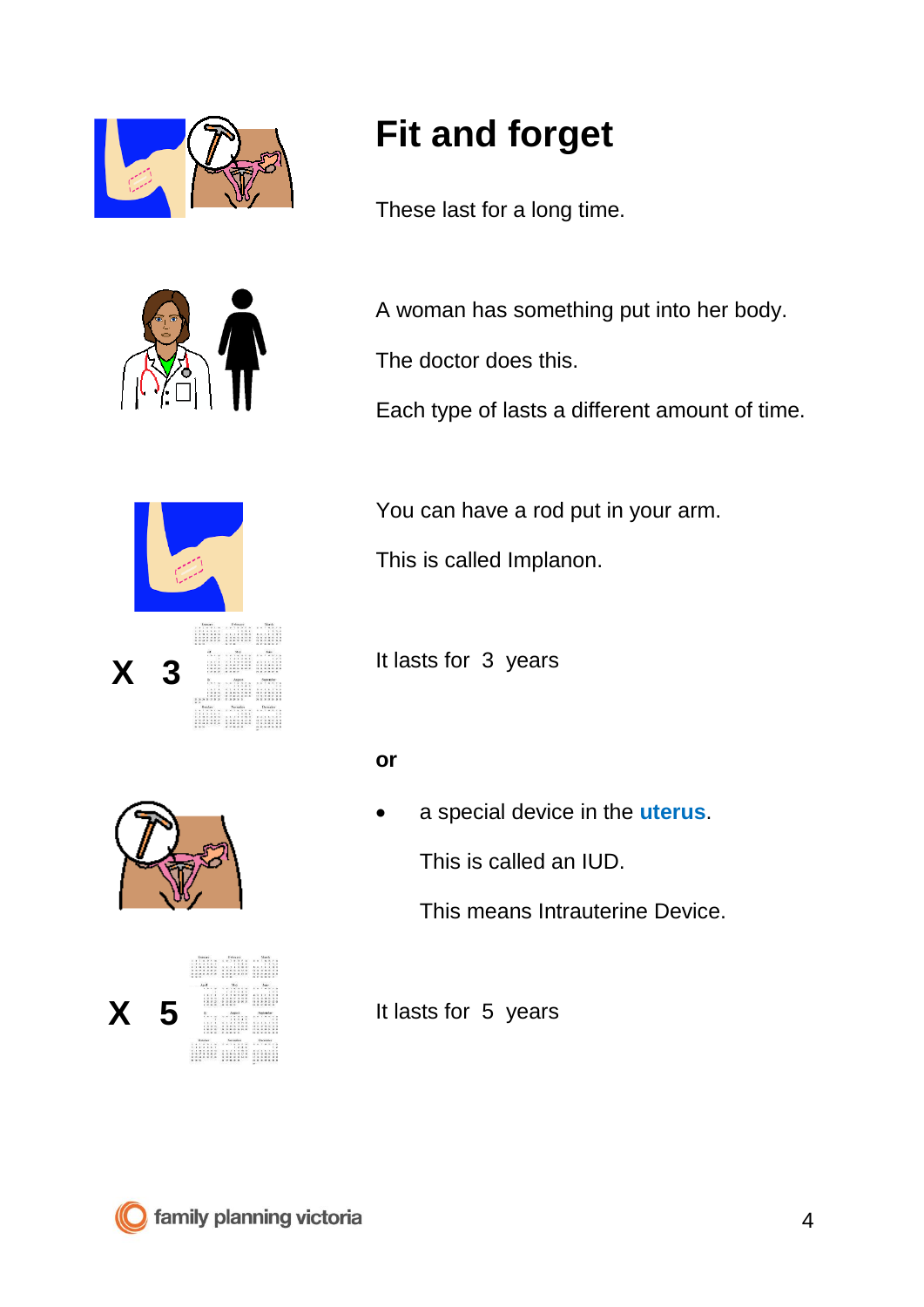# Fit and forget

These last for a long time.

A woman has something put into her body.

The doctor does this.

Each type of lasts a different amount of time.

You can have a rod put in your arm.

This is called Implanon.

X 3

It lasts for 3 years

**or**

- a special device in the **uterus**.

  This is called an IUD.

  This means Intrauterine Device.

X 5

It lasts for 5 years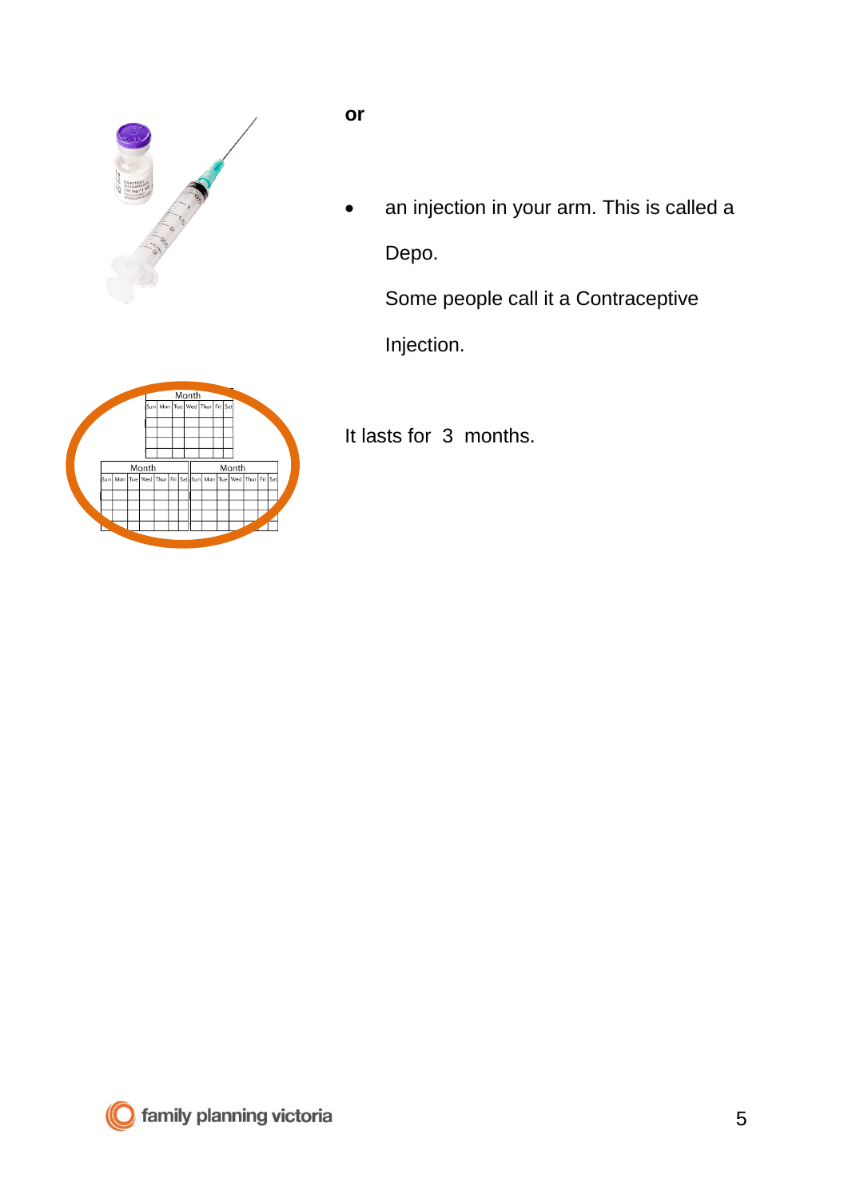**or**

- an injection in your arm. This is called a Depo.

  Some people call it a Contraceptive Injection.

It lasts for 3 months.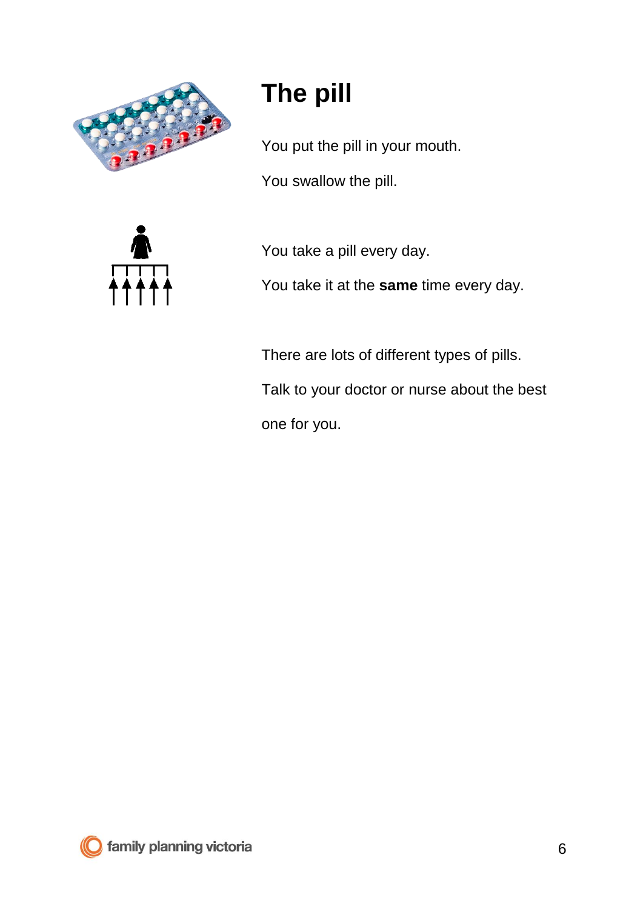# The pill

You put the pill in your mouth.

You swallow the pill.

You take a pill every day.

You take it at the **same** time every day.

There are lots of different types of pills.

Talk to your doctor or nurse about the best one for you.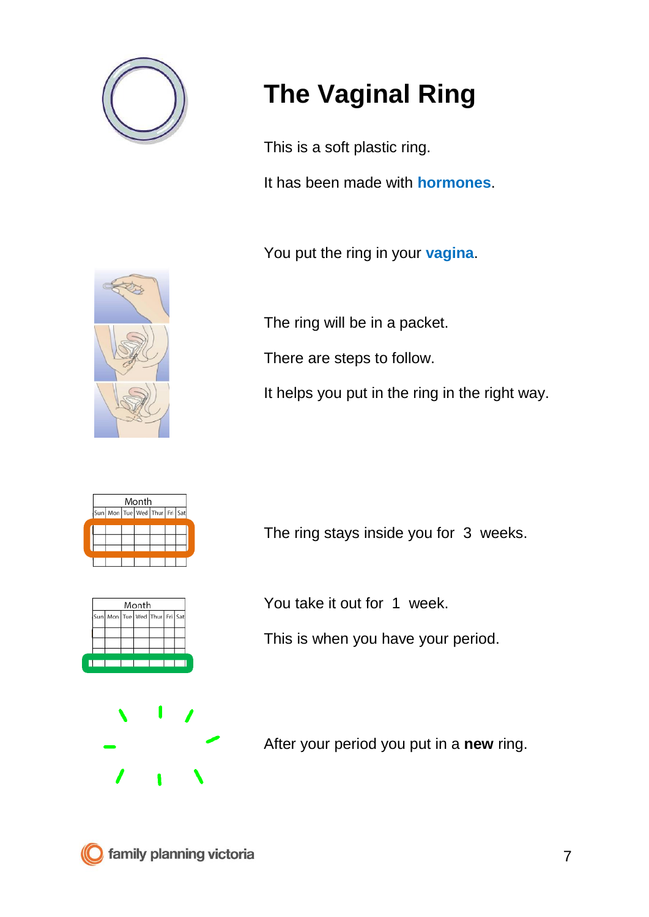# The Vaginal Ring

This is a soft plastic ring.

It has been made with **hormones**.

You put the ring in your **vagina**.

The ring will be in a packet.

There are steps to follow.

It helps you put in the ring in the right way.

The ring stays inside you for 3 weeks.

You take it out for 1 week.

This is when you have your period.

After your period you put in a **new** ring.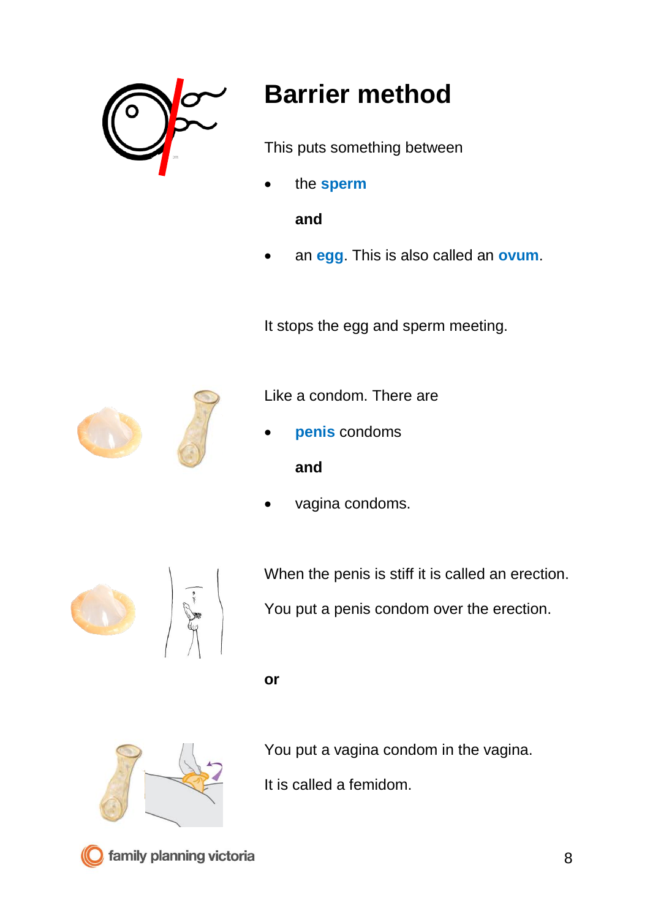# Barrier method

This puts something between

- the **sperm**

  **and**

- an **egg**. This is also called an **ovum**.

It stops the egg and sperm meeting.

Like a condom. There are

- **penis** condoms

  **and**

- vagina condoms.

When the penis is stiff it is called an erection.

You put a penis condom over the erection.

**or**

You put a vagina condom in the vagina.

It is called a femidom.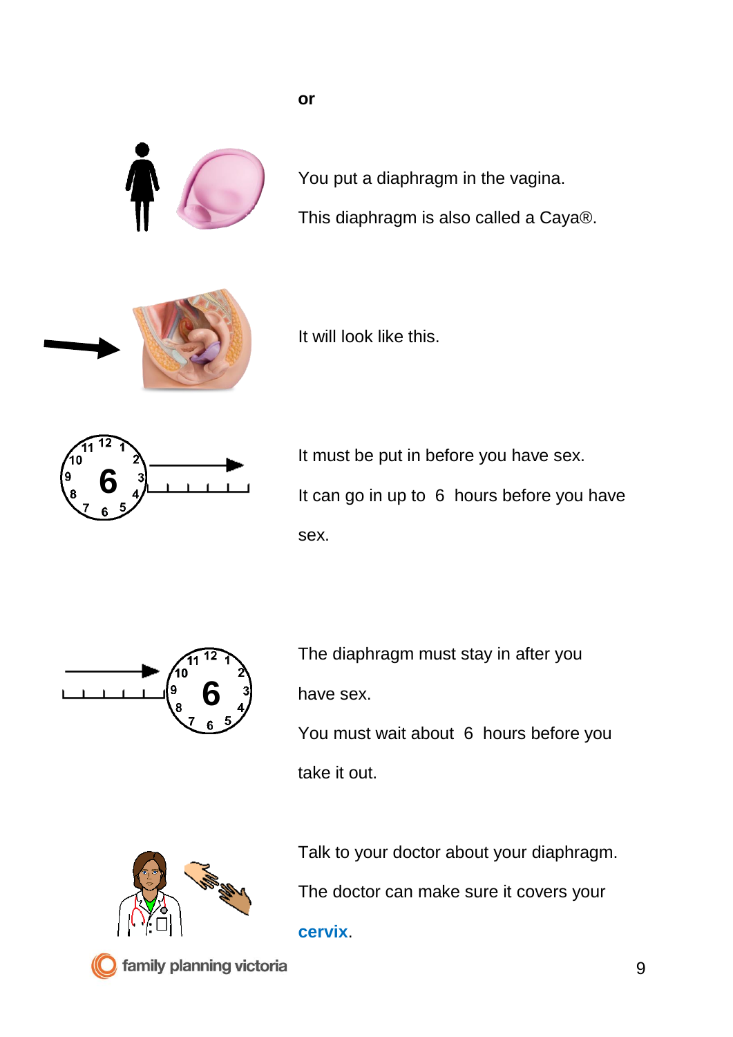**or**

You put a diaphragm in the vagina.

This diaphragm is also called a Caya®.

It will look like this.

It must be put in before you have sex.

It can go in up to 6 hours before you have sex.

The diaphragm must stay in after you have sex.

You must wait about 6 hours before you take it out.

Talk to your doctor about your diaphragm.

The doctor can make sure it covers your **cervix**.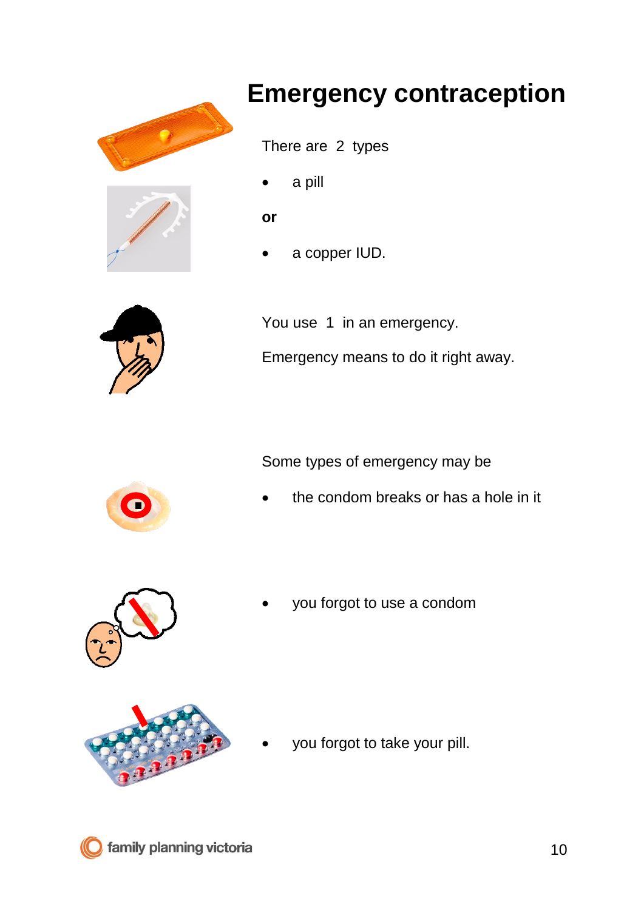# Emergency contraception

There are 2 types

- a pill

**or**

- a copper IUD.

You use 1 in an emergency.

Emergency means to do it right away.

Some types of emergency may be

- the condom breaks or has a hole in it

- you forgot to use a condom

- you forgot to take your pill.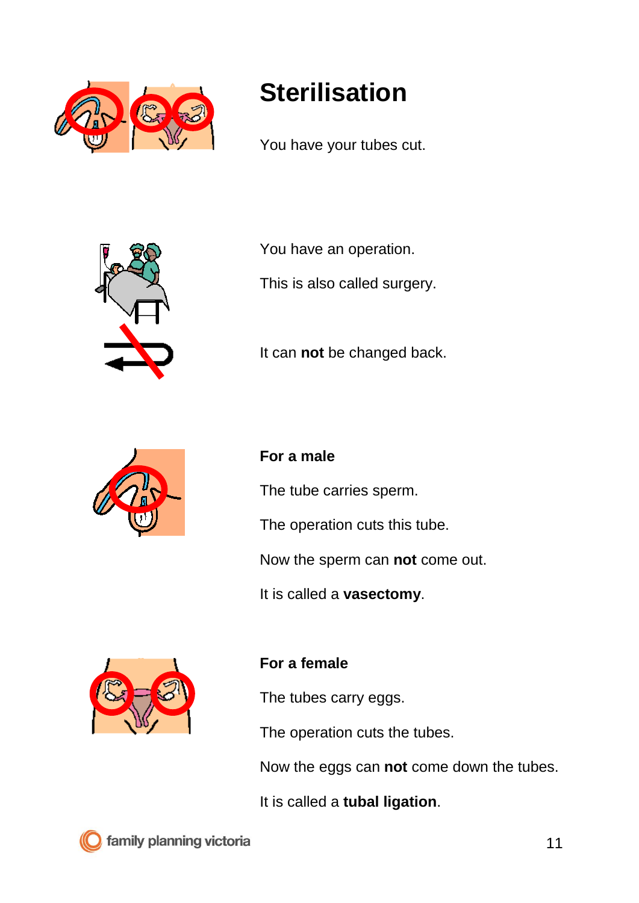# Sterilisation

You have your tubes cut.

You have an operation.

This is also called surgery.

It can **not** be changed back.

**For a male**

The tube carries sperm.

The operation cuts this tube.

Now the sperm can **not** come out.

It is called a **vasectomy**.

**For a female**

The tubes carry eggs.

The operation cuts the tubes.

Now the eggs can **not** come down the tubes.

It is called a **tubal ligation**.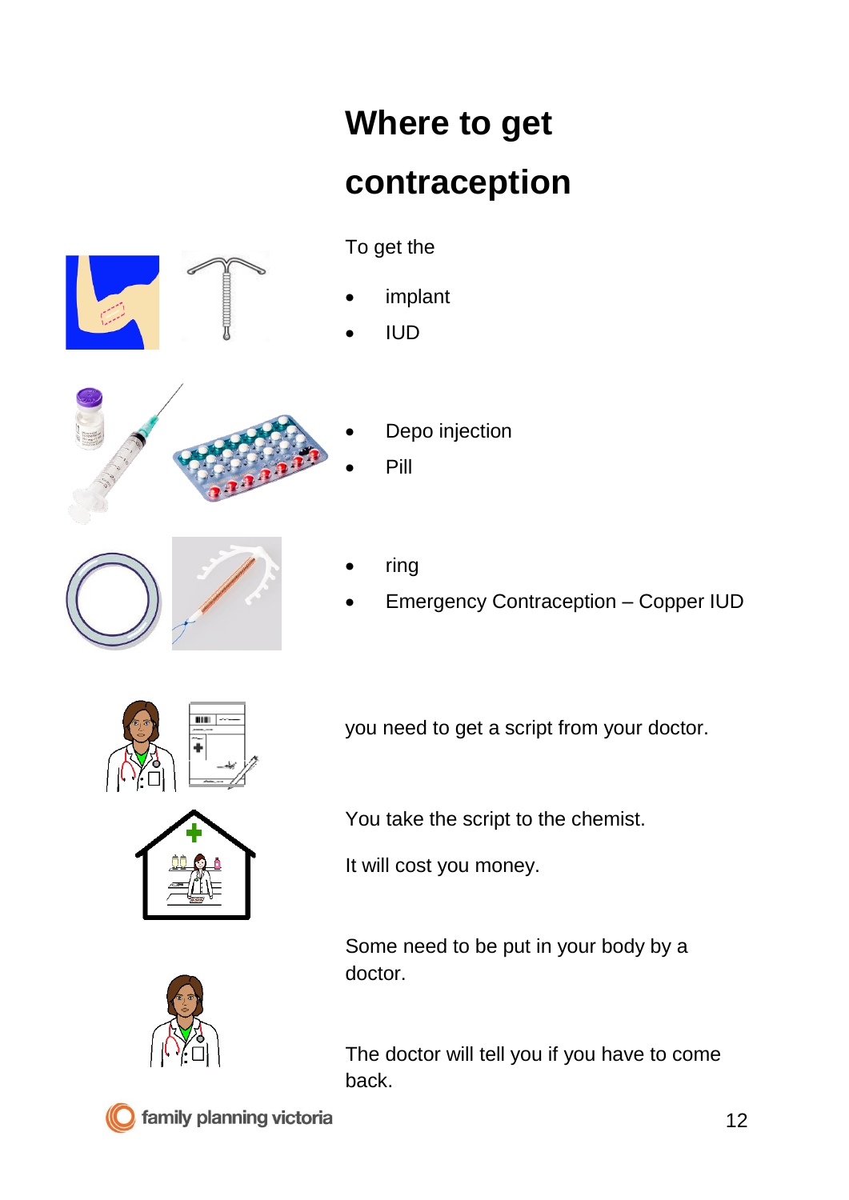# Where to get contraception

To get the

- implant
- IUD

- Depo injection
- Pill

- ring
- Emergency Contraception – Copper IUD

you need to get a script from your doctor.

You take the script to the chemist.

It will cost you money.

Some need to be put in your body by a doctor.

The doctor will tell you if you have to come back.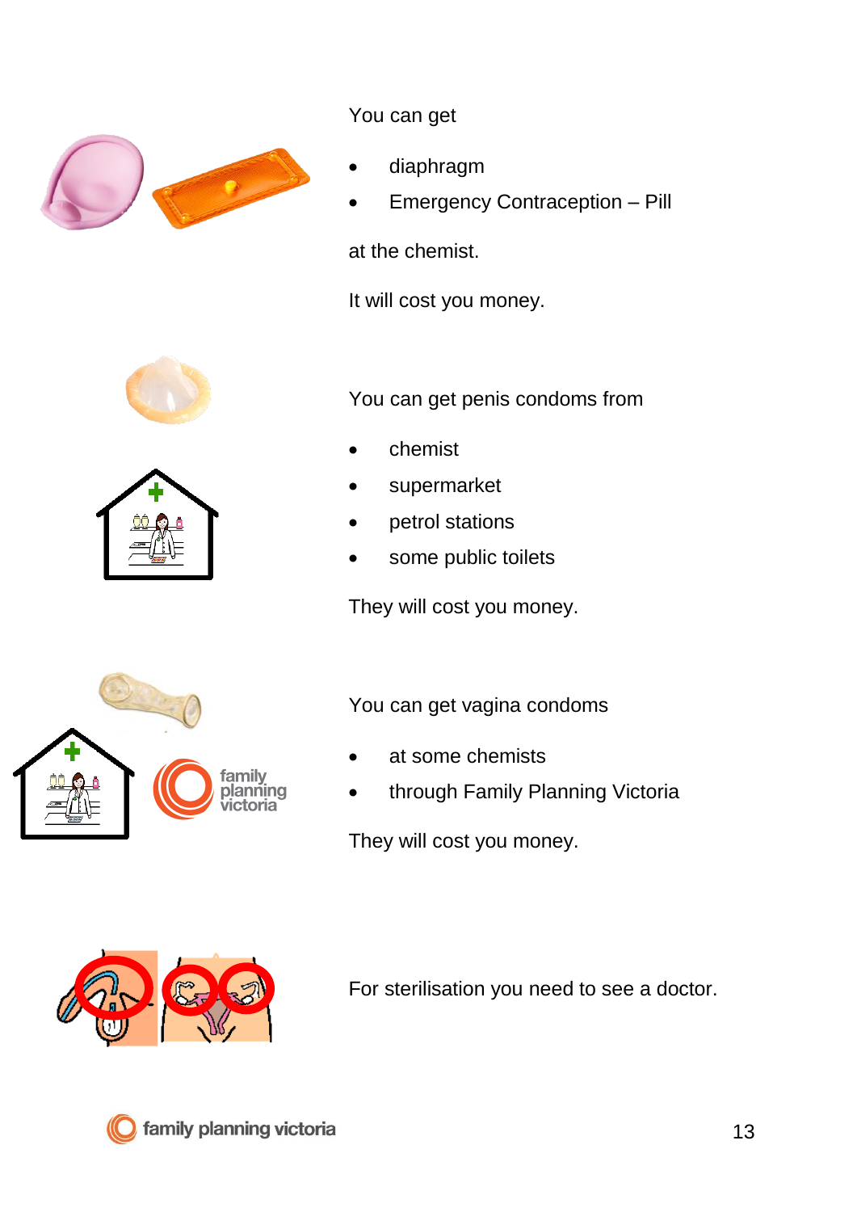You can get

- diaphragm
- Emergency Contraception – Pill

at the chemist.

It will cost you money.

You can get penis condoms from

- chemist
- supermarket
- petrol stations
- some public toilets

They will cost you money.

You can get vagina condoms

- at some chemists
- through Family Planning Victoria

They will cost you money.

For sterilisation you need to see a doctor.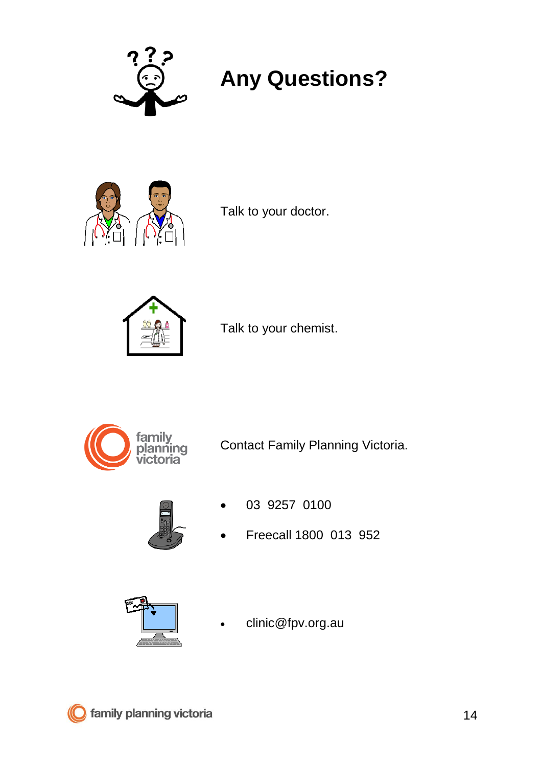# Any Questions?

Talk to your doctor.

Talk to your chemist.

Contact Family Planning Victoria.

- 03 9257 0100
- Freecall 1800 013 952

- clinic@fpv.org.au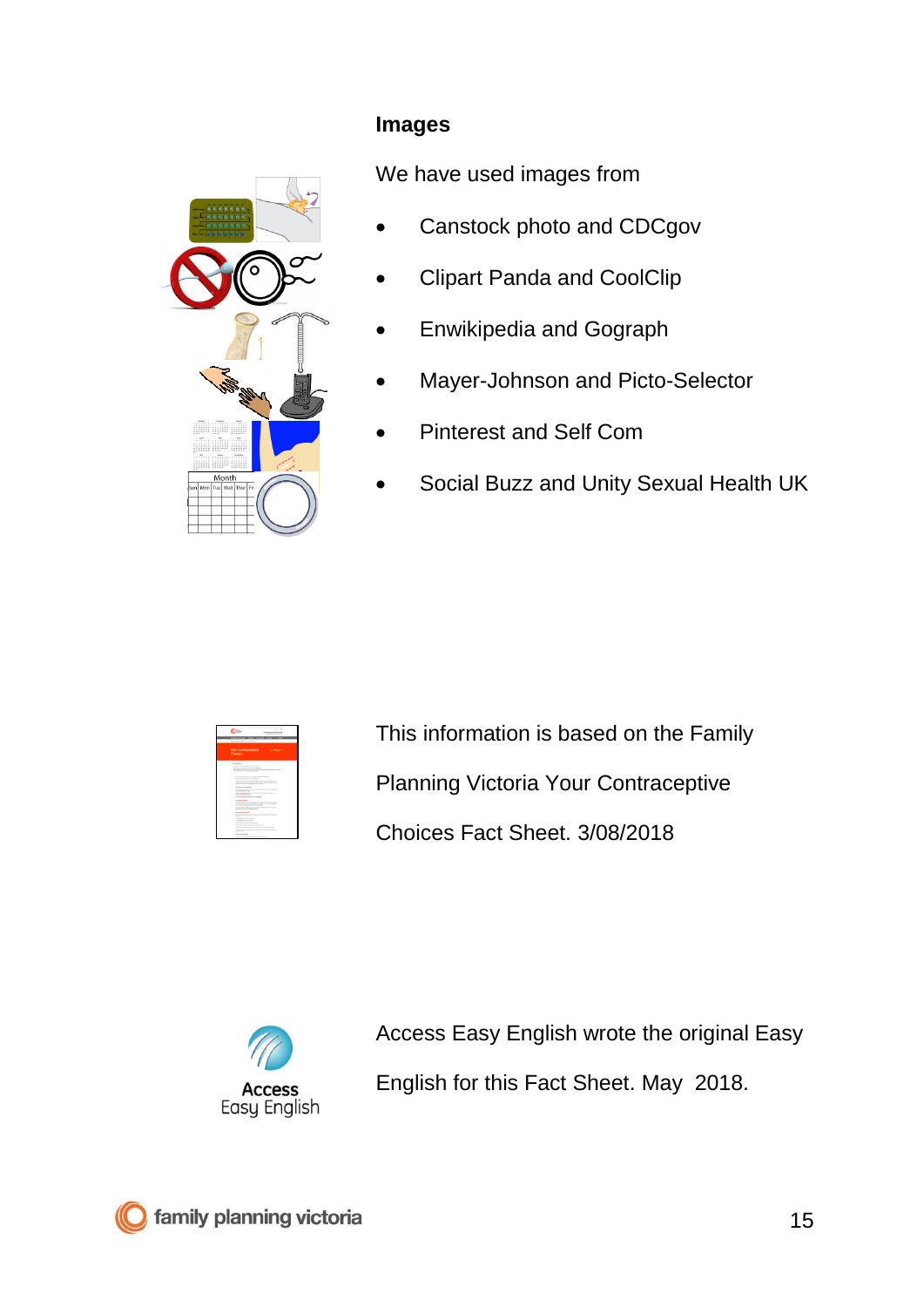## Images

We have used images from

- Canstock photo and CDCgov
- Clipart Panda and CoolClip
- Enwikipedia and Gograph
- Mayer-Johnson and Picto-Selector
- Pinterest and Self Com
- Social Buzz and Unity Sexual Health UK

This information is based on the Family Planning Victoria Your Contraceptive Choices Fact Sheet. 3/08/2018

Access Easy English wrote the original Easy English for this Fact Sheet. May 2018.